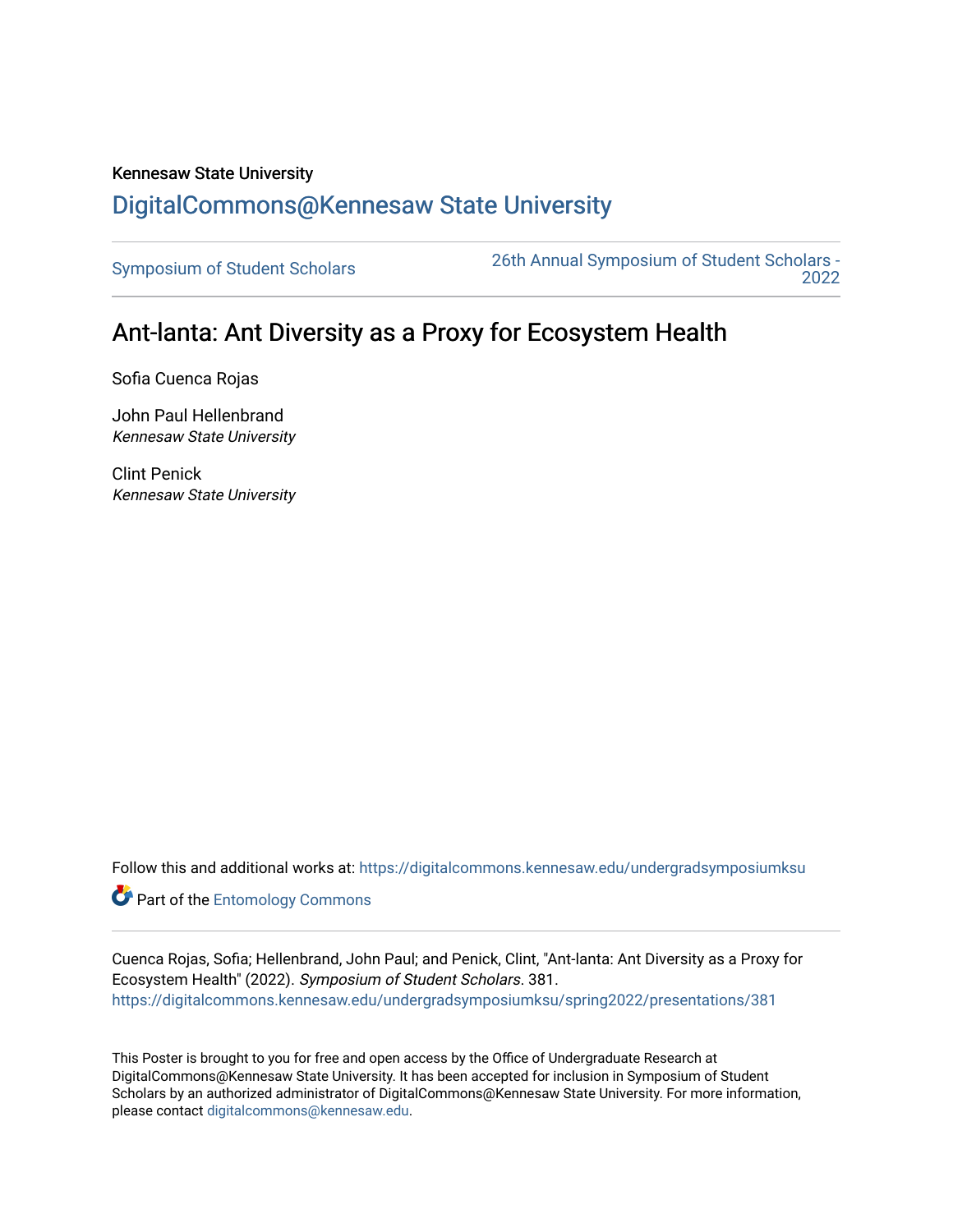Kennesaw State University

# DigitalCommons@Kennesaw State University

Symposium of Student Scholars

26th Annual Symposium of Student Scholars - 2022

## Ant-lanta: Ant Diversity as a Proxy for Ecosystem Health

Sofia Cuenca Rojas

John Paul Hellenbrand
*Kennesaw State University*

Clint Penick
*Kennesaw State University*

Follow this and additional works at: https://digitalcommons.kennesaw.edu/undergradsymposiumksu

Part of the Entomology Commons

Cuenca Rojas, Sofia; Hellenbrand, John Paul; and Penick, Clint, "Ant-lanta: Ant Diversity as a Proxy for Ecosystem Health" (2022). *Symposium of Student Scholars*. 381.
https://digitalcommons.kennesaw.edu/undergradsymposiumksu/spring2022/presentations/381

This Poster is brought to you for free and open access by the Office of Undergraduate Research at DigitalCommons@Kennesaw State University. It has been accepted for inclusion in Symposium of Student Scholars by an authorized administrator of DigitalCommons@Kennesaw State University. For more information, please contact digitalcommons@kennesaw.edu.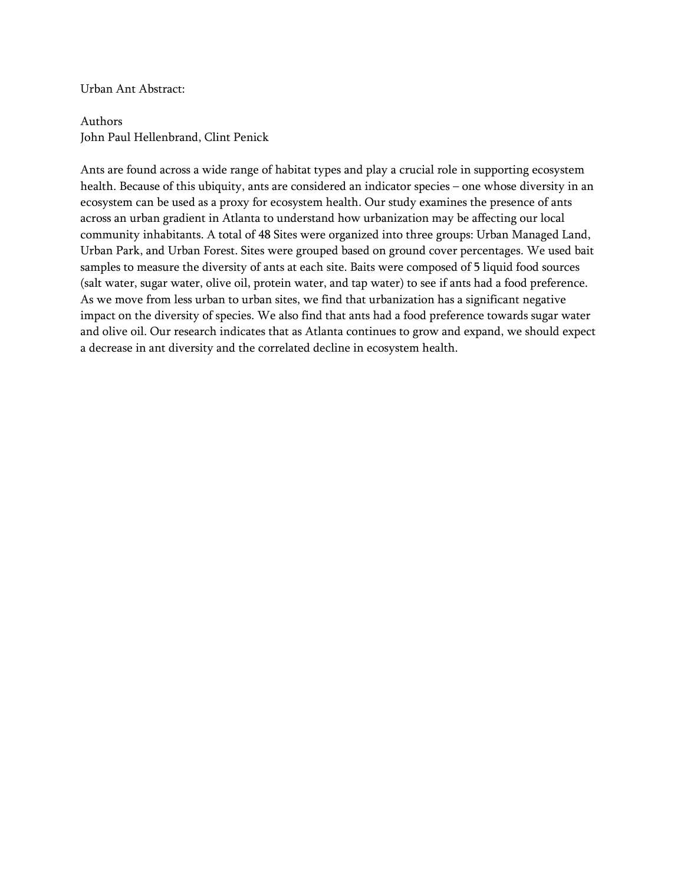Urban Ant Abstract:

Authors
John Paul Hellenbrand, Clint Penick

Ants are found across a wide range of habitat types and play a crucial role in supporting ecosystem health. Because of this ubiquity, ants are considered an indicator species – one whose diversity in an ecosystem can be used as a proxy for ecosystem health. Our study examines the presence of ants across an urban gradient in Atlanta to understand how urbanization may be affecting our local community inhabitants. A total of 48 Sites were organized into three groups: Urban Managed Land, Urban Park, and Urban Forest. Sites were grouped based on ground cover percentages. We used bait samples to measure the diversity of ants at each site. Baits were composed of 5 liquid food sources (salt water, sugar water, olive oil, protein water, and tap water) to see if ants had a food preference. As we move from less urban to urban sites, we find that urbanization has a significant negative impact on the diversity of species. We also find that ants had a food preference towards sugar water and olive oil. Our research indicates that as Atlanta continues to grow and expand, we should expect a decrease in ant diversity and the correlated decline in ecosystem health.